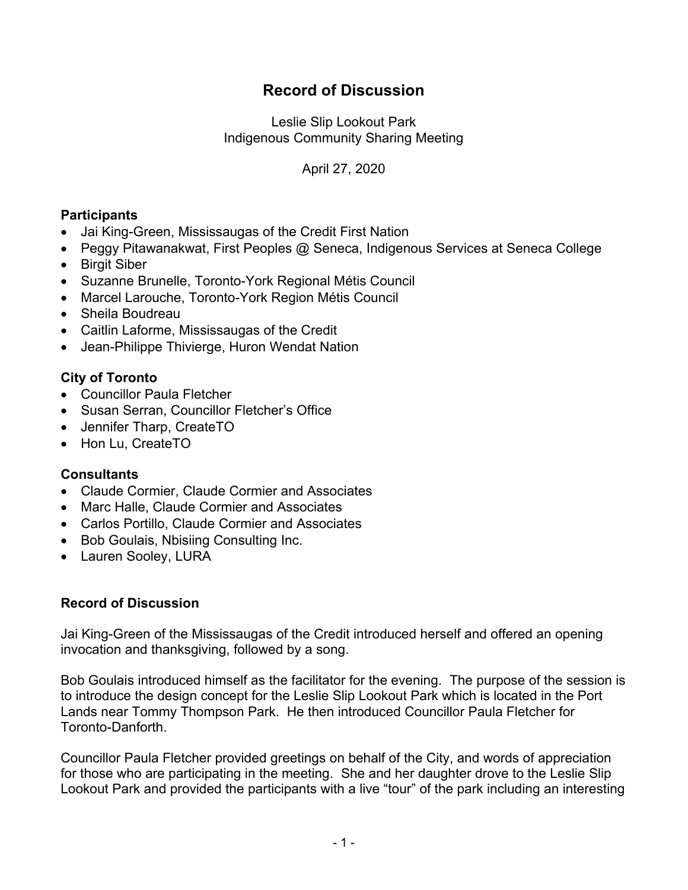# Record of Discussion

Leslie Slip Lookout Park
Indigenous Community Sharing Meeting

April 27, 2020

### Participants

- Jai King-Green, Mississaugas of the Credit First Nation
- Peggy Pitawanakwat, First Peoples @ Seneca, Indigenous Services at Seneca College
- Birgit Siber
- Suzanne Brunelle, Toronto-York Regional Métis Council
- Marcel Larouche, Toronto-York Region Métis Council
- Sheila Boudreau
- Caitlin Laforme, Mississaugas of the Credit
- Jean-Philippe Thivierge, Huron Wendat Nation

### City of Toronto

- Councillor Paula Fletcher
- Susan Serran, Councillor Fletcher's Office
- Jennifer Tharp, CreateTO
- Hon Lu, CreateTO

### Consultants

- Claude Cormier, Claude Cormier and Associates
- Marc Halle, Claude Cormier and Associates
- Carlos Portillo, Claude Cormier and Associates
- Bob Goulais, Nbisiing Consulting Inc.
- Lauren Sooley, LURA

### Record of Discussion

Jai King-Green of the Mississaugas of the Credit introduced herself and offered an opening invocation and thanksgiving, followed by a song.

Bob Goulais introduced himself as the facilitator for the evening. The purpose of the session is to introduce the design concept for the Leslie Slip Lookout Park which is located in the Port Lands near Tommy Thompson Park. He then introduced Councillor Paula Fletcher for Toronto-Danforth.

Councillor Paula Fletcher provided greetings on behalf of the City, and words of appreciation for those who are participating in the meeting. She and her daughter drove to the Leslie Slip Lookout Park and provided the participants with a live "tour" of the park including an interesting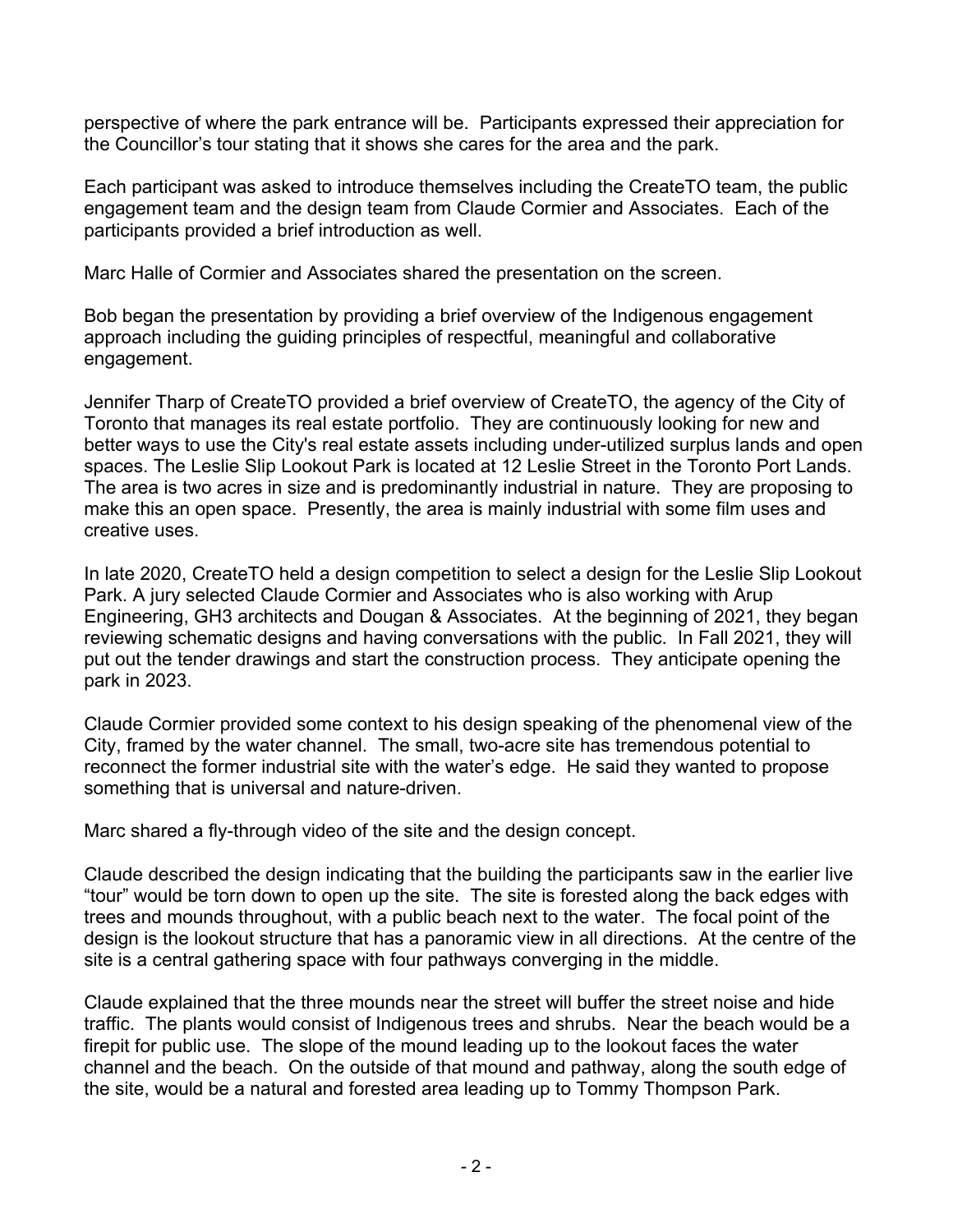perspective of where the park entrance will be. Participants expressed their appreciation for the Councillor's tour stating that it shows she cares for the area and the park.

Each participant was asked to introduce themselves including the CreateTO team, the public engagement team and the design team from Claude Cormier and Associates. Each of the participants provided a brief introduction as well.

Marc Halle of Cormier and Associates shared the presentation on the screen.

Bob began the presentation by providing a brief overview of the Indigenous engagement approach including the guiding principles of respectful, meaningful and collaborative engagement.

Jennifer Tharp of CreateTO provided a brief overview of CreateTO, the agency of the City of Toronto that manages its real estate portfolio. They are continuously looking for new and better ways to use the City's real estate assets including under-utilized surplus lands and open spaces. The Leslie Slip Lookout Park is located at 12 Leslie Street in the Toronto Port Lands. The area is two acres in size and is predominantly industrial in nature. They are proposing to make this an open space. Presently, the area is mainly industrial with some film uses and creative uses.

In late 2020, CreateTO held a design competition to select a design for the Leslie Slip Lookout Park. A jury selected Claude Cormier and Associates who is also working with Arup Engineering, GH3 architects and Dougan & Associates. At the beginning of 2021, they began reviewing schematic designs and having conversations with the public. In Fall 2021, they will put out the tender drawings and start the construction process. They anticipate opening the park in 2023.

Claude Cormier provided some context to his design speaking of the phenomenal view of the City, framed by the water channel. The small, two-acre site has tremendous potential to reconnect the former industrial site with the water's edge. He said they wanted to propose something that is universal and nature-driven.

Marc shared a fly-through video of the site and the design concept.

Claude described the design indicating that the building the participants saw in the earlier live "tour" would be torn down to open up the site. The site is forested along the back edges with trees and mounds throughout, with a public beach next to the water. The focal point of the design is the lookout structure that has a panoramic view in all directions. At the centre of the site is a central gathering space with four pathways converging in the middle.

Claude explained that the three mounds near the street will buffer the street noise and hide traffic. The plants would consist of Indigenous trees and shrubs. Near the beach would be a firepit for public use. The slope of the mound leading up to the lookout faces the water channel and the beach. On the outside of that mound and pathway, along the south edge of the site, would be a natural and forested area leading up to Tommy Thompson Park.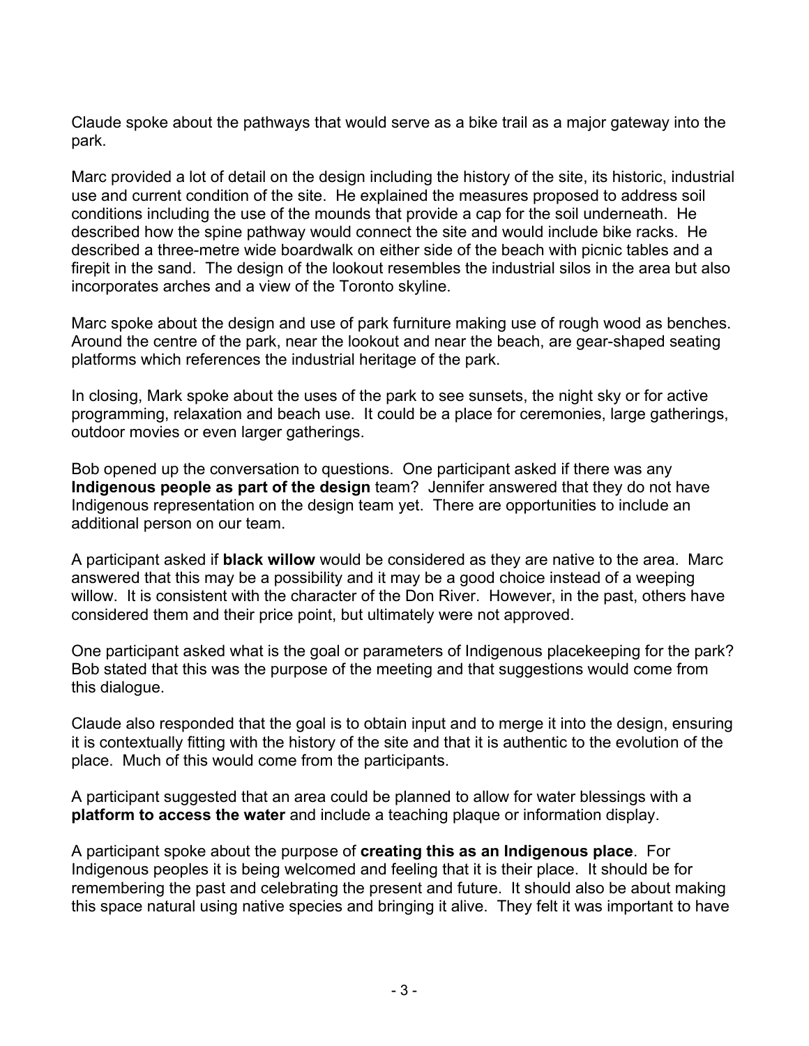Claude spoke about the pathways that would serve as a bike trail as a major gateway into the park.

Marc provided a lot of detail on the design including the history of the site, its historic, industrial use and current condition of the site. He explained the measures proposed to address soil conditions including the use of the mounds that provide a cap for the soil underneath. He described how the spine pathway would connect the site and would include bike racks. He described a three-metre wide boardwalk on either side of the beach with picnic tables and a firepit in the sand. The design of the lookout resembles the industrial silos in the area but also incorporates arches and a view of the Toronto skyline.

Marc spoke about the design and use of park furniture making use of rough wood as benches. Around the centre of the park, near the lookout and near the beach, are gear-shaped seating platforms which references the industrial heritage of the park.

In closing, Mark spoke about the uses of the park to see sunsets, the night sky or for active programming, relaxation and beach use. It could be a place for ceremonies, large gatherings, outdoor movies or even larger gatherings.

Bob opened up the conversation to questions. One participant asked if there was any **Indigenous people as part of the design** team? Jennifer answered that they do not have Indigenous representation on the design team yet. There are opportunities to include an additional person on our team.

A participant asked if **black willow** would be considered as they are native to the area. Marc answered that this may be a possibility and it may be a good choice instead of a weeping willow. It is consistent with the character of the Don River. However, in the past, others have considered them and their price point, but ultimately were not approved.

One participant asked what is the goal or parameters of Indigenous placekeeping for the park? Bob stated that this was the purpose of the meeting and that suggestions would come from this dialogue.

Claude also responded that the goal is to obtain input and to merge it into the design, ensuring it is contextually fitting with the history of the site and that it is authentic to the evolution of the place. Much of this would come from the participants.

A participant suggested that an area could be planned to allow for water blessings with a **platform to access the water** and include a teaching plaque or information display.

A participant spoke about the purpose of **creating this as an Indigenous place**. For Indigenous peoples it is being welcomed and feeling that it is their place. It should be for remembering the past and celebrating the present and future. It should also be about making this space natural using native species and bringing it alive. They felt it was important to have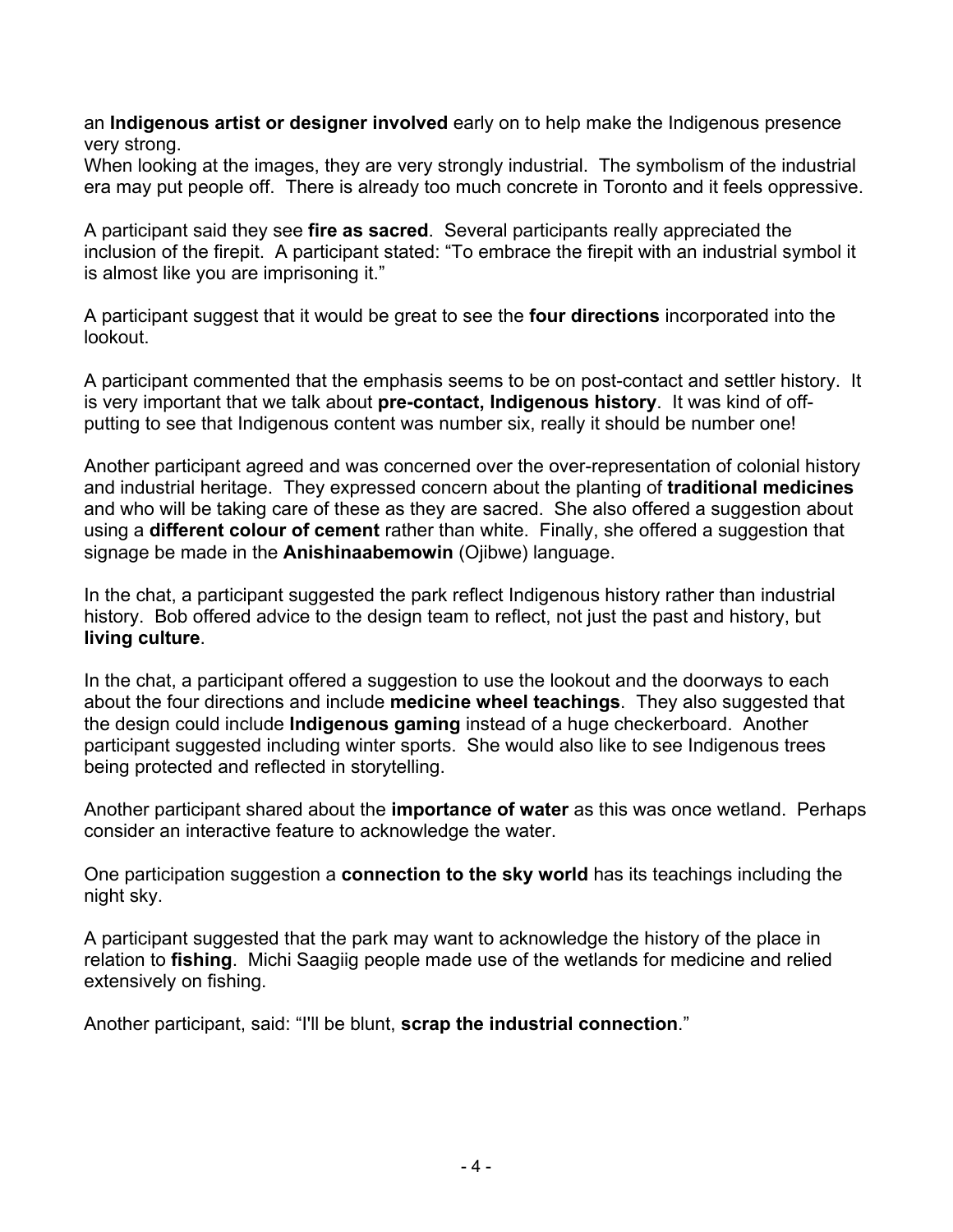an **Indigenous artist or designer involved** early on to help make the Indigenous presence very strong.
When looking at the images, they are very strongly industrial. The symbolism of the industrial era may put people off. There is already too much concrete in Toronto and it feels oppressive.

A participant said they see **fire as sacred**. Several participants really appreciated the inclusion of the firepit. A participant stated: "To embrace the firepit with an industrial symbol it is almost like you are imprisoning it."

A participant suggest that it would be great to see the **four directions** incorporated into the lookout.

A participant commented that the emphasis seems to be on post-contact and settler history. It is very important that we talk about **pre-contact, Indigenous history**. It was kind of off-putting to see that Indigenous content was number six, really it should be number one!

Another participant agreed and was concerned over the over-representation of colonial history and industrial heritage. They expressed concern about the planting of **traditional medicines** and who will be taking care of these as they are sacred. She also offered a suggestion about using a **different colour of cement** rather than white. Finally, she offered a suggestion that signage be made in the **Anishinaabemowin** (Ojibwe) language.

In the chat, a participant suggested the park reflect Indigenous history rather than industrial history. Bob offered advice to the design team to reflect, not just the past and history, but **living culture**.

In the chat, a participant offered a suggestion to use the lookout and the doorways to each about the four directions and include **medicine wheel teachings**. They also suggested that the design could include **Indigenous gaming** instead of a huge checkerboard. Another participant suggested including winter sports. She would also like to see Indigenous trees being protected and reflected in storytelling.

Another participant shared about the **importance of water** as this was once wetland. Perhaps consider an interactive feature to acknowledge the water.

One participation suggestion a **connection to the sky world** has its teachings including the night sky.

A participant suggested that the park may want to acknowledge the history of the place in relation to **fishing**. Michi Saagiig people made use of the wetlands for medicine and relied extensively on fishing.

Another participant, said: "I'll be blunt, **scrap the industrial connection**."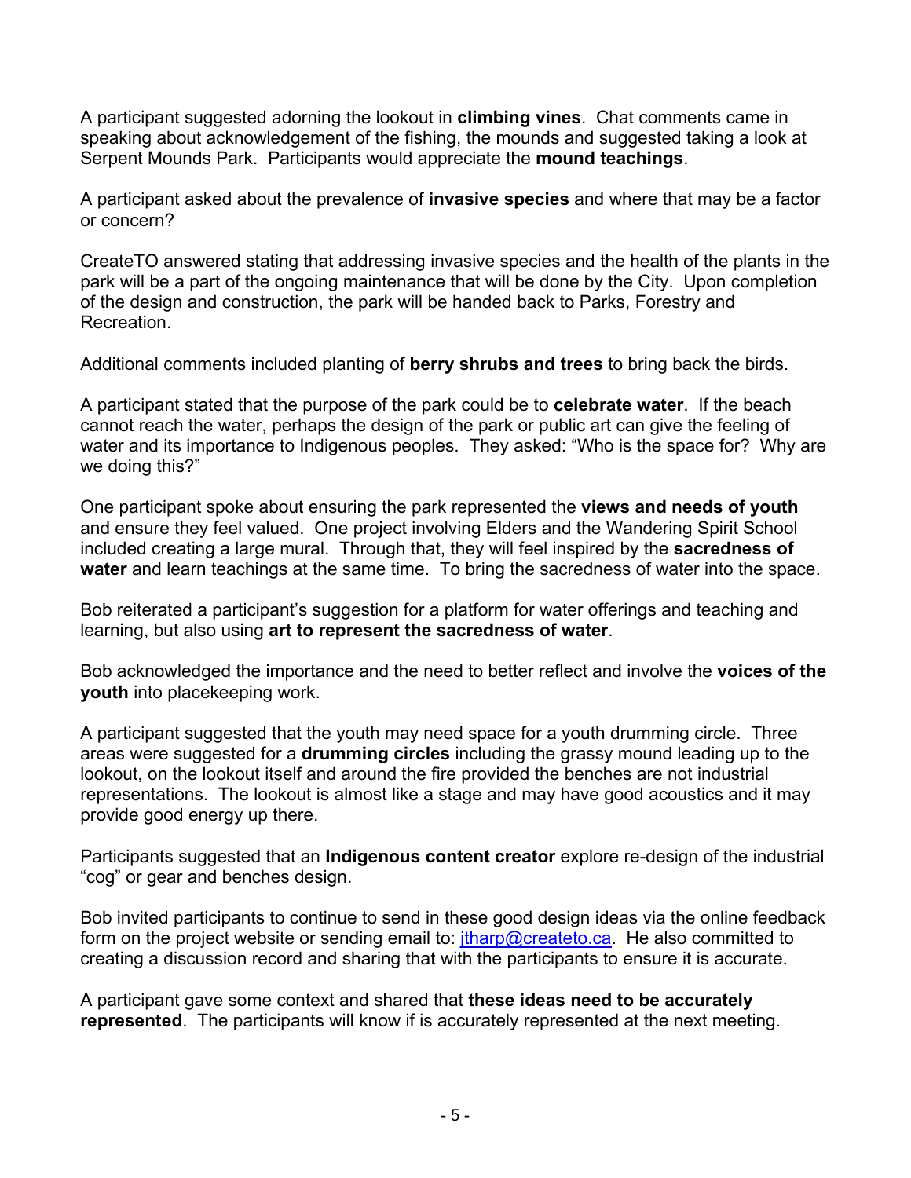A participant suggested adorning the lookout in **climbing vines**. Chat comments came in speaking about acknowledgement of the fishing, the mounds and suggested taking a look at Serpent Mounds Park. Participants would appreciate the **mound teachings**.

A participant asked about the prevalence of **invasive species** and where that may be a factor or concern?

CreateTO answered stating that addressing invasive species and the health of the plants in the park will be a part of the ongoing maintenance that will be done by the City. Upon completion of the design and construction, the park will be handed back to Parks, Forestry and Recreation.

Additional comments included planting of **berry shrubs and trees** to bring back the birds.

A participant stated that the purpose of the park could be to **celebrate water**. If the beach cannot reach the water, perhaps the design of the park or public art can give the feeling of water and its importance to Indigenous peoples. They asked: "Who is the space for? Why are we doing this?"

One participant spoke about ensuring the park represented the **views and needs of youth** and ensure they feel valued. One project involving Elders and the Wandering Spirit School included creating a large mural. Through that, they will feel inspired by the **sacredness of water** and learn teachings at the same time. To bring the sacredness of water into the space.

Bob reiterated a participant's suggestion for a platform for water offerings and teaching and learning, but also using **art to represent the sacredness of water**.

Bob acknowledged the importance and the need to better reflect and involve the **voices of the youth** into placekeeping work.

A participant suggested that the youth may need space for a youth drumming circle. Three areas were suggested for a **drumming circles** including the grassy mound leading up to the lookout, on the lookout itself and around the fire provided the benches are not industrial representations. The lookout is almost like a stage and may have good acoustics and it may provide good energy up there.

Participants suggested that an **Indigenous content creator** explore re-design of the industrial "cog" or gear and benches design.

Bob invited participants to continue to send in these good design ideas via the online feedback form on the project website or sending email to: jtharp@createto.ca. He also committed to creating a discussion record and sharing that with the participants to ensure it is accurate.

A participant gave some context and shared that **these ideas need to be accurately represented**. The participants will know if is accurately represented at the next meeting.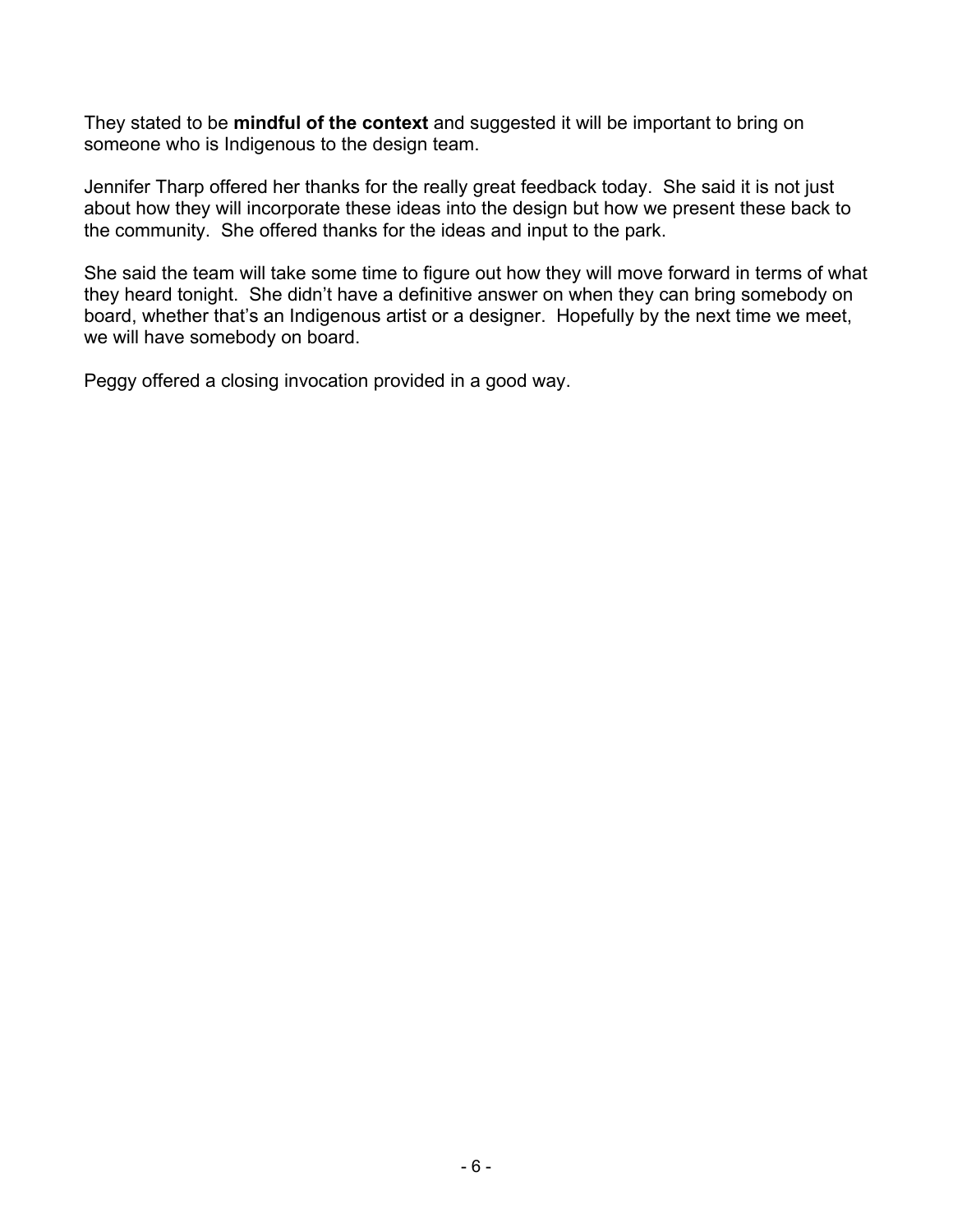They stated to be **mindful of the context** and suggested it will be important to bring on someone who is Indigenous to the design team.

Jennifer Tharp offered her thanks for the really great feedback today. She said it is not just about how they will incorporate these ideas into the design but how we present these back to the community. She offered thanks for the ideas and input to the park.

She said the team will take some time to figure out how they will move forward in terms of what they heard tonight. She didn't have a definitive answer on when they can bring somebody on board, whether that's an Indigenous artist or a designer. Hopefully by the next time we meet, we will have somebody on board.

Peggy offered a closing invocation provided in a good way.